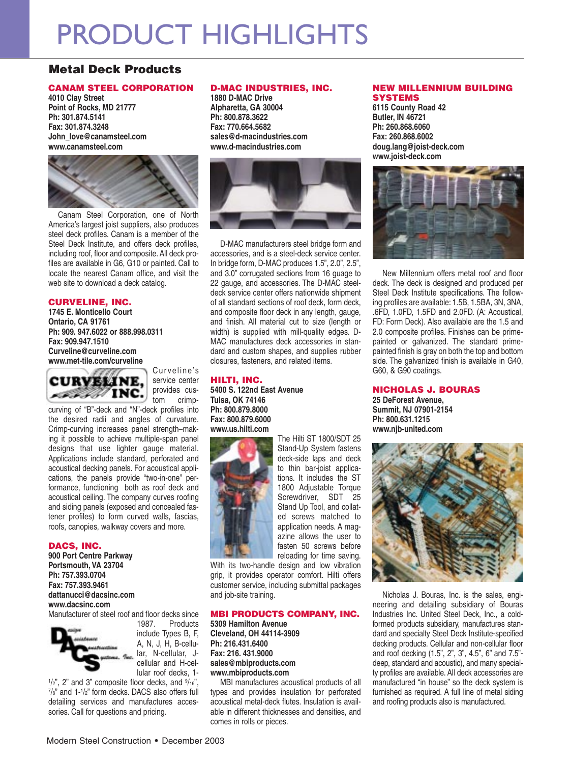# PRODUCT HIGHLIGHTS

## Metal Deck Products

### CANAM STEEL CORPORATION

**4010 Clay Street**
**Point of Rocks, MD 21777**
**Ph: 301.874.5141**
**Fax: 301.874.3248**
**John_love@canamsteel.com**
**www.canamsteel.com**

Canam Steel Corporation, one of North America's largest joist suppliers, also produces steel deck profiles. Canam is a member of the Steel Deck Institute, and offers deck profiles, including roof, floor and composite. All deck profiles are available in G6, G10 or painted. Call to locate the nearest Canam office, and visit the web site to download a deck catalog.

### CURVELINE, INC.

**1745 E. Monticello Court**
**Ontario, CA 91761**
**Ph: 909. 947.6022 or 888.998.0311**
**Fax: 909.947.1510**
**Curveline@curveline.com**
**www.met-tile.com/curveline**

Curveline's service center provides custom crimp-curving of "B"-deck and "N"-deck profiles into the desired radii and angles of curvature. Crimp-curving increases panel strength–making it possible to achieve multiple-span panel designs that use lighter gauge material. Applications include standard, perforated and acoustical decking panels. For acoustical applications, the panels provide "two-in-one" performance, functioning both as roof deck and acoustical ceiling. The company curves roofing and siding panels (exposed and concealed fastener profiles) to form curved walls, fascias, roofs, canopies, walkway covers and more.

### DACS, INC.

**900 Port Centre Parkway**
**Portsmouth, VA 23704**
**Ph: 757.393.0704**
**Fax: 757.393.9461**
**dattanucci@dacsinc.com**
**www.dacsinc.com**

Manufacturer of steel roof and floor decks since 1987. Products include Types B, F, A, N, J, H, B-cellular, N-cellular, J-cellular and H-cellular roof decks, 1-1/2", 2" and 3" composite floor decks, and 9/16", 7/8" and 1-1/2" form decks. DACS also offers full detailing services and manufactures accessories. Call for questions and pricing.

### D-MAC INDUSTRIES, INC.

**1880 D-MAC Drive**
**Alpharetta, GA 30004**
**Ph: 800.878.3622**
**Fax: 770.664.5682**
**sales@d-macindustries.com**
**www.d-macindustries.com**

D-MAC manufacturers steel bridge form and accessories, and is a steel-deck service center. In bridge form, D-MAC produces 1.5", 2.0", 2.5", and 3.0" corrugated sections from 16 guage to 22 gauge, and accessories. The D-MAC steel-deck service center offers nationwide shipment of all standard sections of roof deck, form deck, and composite floor deck in any length, gauge, and finish. All material cut to size (length or width) is supplied with mill-quality edges. D-MAC manufactures deck accessories in standard and custom shapes, and supplies rubber closures, fasteners, and related items.

### HILTI, INC.

**5400 S. 122nd East Avenue**
**Tulsa, OK 74146**
**Ph: 800.879.8000**
**Fax: 800.879.6000**
**www.us.hilti.com**

The Hilti ST 1800/SDT 25 Stand-Up System fastens deck-side laps and deck to thin bar-joist applications. It includes the ST 1800 Adjustable Torque Screwdriver, SDT 25 Stand Up Tool, and collated screws matched to application needs. A magazine allows the user to fasten 50 screws before reloading for time saving. With its two-handle design and low vibration grip, it provides operator comfort. Hilti offers customer service, including submittal packages and job-site training.

### MBI PRODUCTS COMPANY, INC.

**5309 Hamilton Avenue**
**Cleveland, OH 44114-3909**
**Ph: 216.431.6400**
**Fax: 216. 431.9000**
**sales@mbiproducts.com**
**www.mbiproducts.com**

MBI manufactures acoustical products of all types and provides insulation for perforated acoustical metal-deck flutes. Insulation is available in different thicknesses and densities, and comes in rolls or pieces.

### NEW MILLENNIUM BUILDING SYSTEMS

**6115 County Road 42**
**Butler, IN 46721**
**Ph: 260.868.6060**
**Fax: 260.868.6002**
**doug.lang@joist-deck.com**
**www.joist-deck.com**

New Millennium offers metal roof and floor deck. The deck is designed and produced per Steel Deck Institute specifications. The following profiles are available: 1.5B, 1.5BA, 3N, 3NA, .6FD, 1.0FD, 1.5FD and 2.0FD. (A: Acoustical, FD: Form Deck). Also available are the 1.5 and 2.0 composite profiles. Finishes can be prime-painted or galvanized. The standard prime-painted finish is gray on both the top and bottom side. The galvanized finish is available in G40, G60, & G90 coatings.

### NICHOLAS J. BOURAS

**25 DeForest Avenue,**
**Summit, NJ 07901-2154**
**Ph: 800.631.1215**
**www.njb-united.com**

Nicholas J. Bouras, Inc. is the sales, engineering and detailing subsidiary of Bouras Industries Inc. United Steel Deck, Inc., a cold-formed products subsidiary, manufactures standard and specialty Steel Deck Institute-specified decking products. Cellular and non-cellular floor and roof decking (1.5", 2", 3", 4.5", 6" and 7.5"-deep, standard and acoustic), and many specialty profiles are available. All deck accessories are manufactured "in house" so the deck system is furnished as required. A full line of metal siding and roofing products also is manufactured.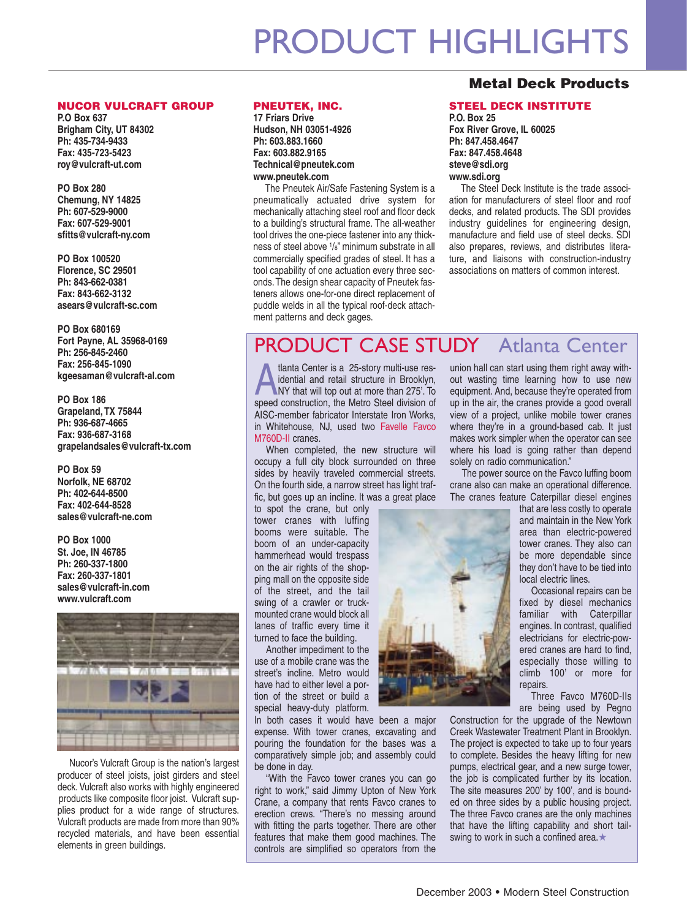# PRODUCT HIGHLIGHTS

## Metal Deck Products

### NUCOR VULCRAFT GROUP

**P.O Box 637**
**Brigham City, UT 84302**
**Ph: 435-734-9433**
**Fax: 435-723-5423**
**roy@vulcraft-ut.com**

**PO Box 280**
**Chemung, NY 14825**
**Ph: 607-529-9000**
**Fax: 607-529-9001**
**sfitts@vulcraft-ny.com**

**PO Box 100520**
**Florence, SC 29501**
**Ph: 843-662-0381**
**Fax: 843-662-3132**
**asears@vulcraft-sc.com**

**PO Box 680169**
**Fort Payne, AL 35968-0169**
**Ph: 256-845-2460**
**Fax: 256-845-1090**
**kgeesaman@vulcraft-al.com**

**PO Box 186**
**Grapeland, TX 75844**
**Ph: 936-687-4665**
**Fax: 936-687-3168**
**grapelandsales@vulcraft-tx.com**

**PO Box 59**
**Norfolk, NE 68702**
**Ph: 402-644-8500**
**Fax: 402-644-8528**
**sales@vulcraft-ne.com**

**PO Box 1000**
**St. Joe, IN 46785**
**Ph: 260-337-1800**
**Fax: 260-337-1801**
**sales@vulcraft-in.com**
**www.vulcraft.com**

Nucor's Vulcraft Group is the nation's largest producer of steel joists, joist girders and steel deck. Vulcraft also works with highly engineered products like composite floor joist. Vulcraft supplies product for a wide range of structures. Vulcraft products are made from more than 90% recycled materials, and have been essential elements in green buildings.

### PNEUTEK, INC.

**17 Friars Drive**
**Hudson, NH 03051-4926**
**Ph: 603.883.1660**
**Fax: 603.882.9165**
**Technical@pneutek.com**
**www.pneutek.com**

The Pneutek Air/Safe Fastening System is a pneumatically actuated drive system for mechanically attaching steel roof and floor deck to a building's structural frame. The all-weather tool drives the one-piece fastener into any thickness of steel above 1/8" minimum substrate in all commercially specified grades of steel. It has a tool capability of one actuation every three seconds. The design shear capacity of Pneutek fasteners allows one-for-one direct replacement of puddle welds in all the typical roof-deck attachment patterns and deck gages.

### STEEL DECK INSTITUTE

**P.O. Box 25**
**Fox River Grove, IL 60025**
**Ph: 847.458.4647**
**Fax: 847.458.4648**
**steve@sdi.org**
**www.sdi.org**

The Steel Deck Institute is the trade association for manufacturers of steel floor and roof decks, and related products. The SDI provides industry guidelines for engineering design, manufacture and field use of steel decks. SDI also prepares, reviews, and distributes literature, and liaisons with construction-industry associations on matters of common interest.

# PRODUCT CASE STUDY Atlanta Center

Atlanta Center is a 25-story multi-use residential and retail structure in Brooklyn, NY that will top out at more than 275'. To speed construction, the Metro Steel division of AISC-member fabricator Interstate Iron Works, in Whitehouse, NJ, used two Favelle Favco M760D-II cranes.

When completed, the new structure will occupy a full city block surrounded on three sides by heavily traveled commercial streets. On the fourth side, a narrow street has light traffic, but goes up an incline. It was a great place to spot the crane, but only tower cranes with luffing booms were suitable. The boom of an under-capacity hammerhead would trespass on the air rights of the shopping mall on the opposite side of the street, and the tail swing of a crawler or truck-mounted crane would block all lanes of traffic every time it turned to face the building.

Another impediment to the use of a mobile crane was the street's incline. Metro would have had to either level a portion of the street or build a special heavy-duty platform. In both cases it would have been a major expense. With tower cranes, excavating and pouring the foundation for the bases was a comparatively simple job; and assembly could be done in day.

"With the Favco tower cranes you can go right to work," said Jimmy Upton of New York Crane, a company that rents Favco cranes to erection crews. "There's no messing around with fitting the parts together. There are other features that make them good machines. The controls are simplified so operators from the union hall can start using them right away without wasting time learning how to use new equipment. And, because they're operated from up in the air, the cranes provide a good overall view of a project, unlike mobile tower cranes where they're in a ground-based cab. It just makes work simpler when the operator can see where his load is going rather than depend solely on radio communication."

The power source on the Favco luffing boom crane also can make an operational difference. The cranes feature Caterpillar diesel engines that are less costly to operate and maintain in the New York area than electric-powered tower cranes. They also can be more dependable since they don't have to be tied into local electric lines.

Occasional repairs can be fixed by diesel mechanics familiar with Caterpillar engines. In contrast, qualified electricians for electric-powered cranes are hard to find, especially those willing to climb 100' or more for repairs.

Three Favco M760D-IIs are being used by Pegno Construction for the upgrade of the Newtown Creek Wastewater Treatment Plant in Brooklyn. The project is expected to take up to four years to complete. Besides the heavy lifting for new pumps, electrical gear, and a new surge tower, the job is complicated further by its location. The site measures 200' by 100', and is bounded on three sides by a public housing project. The three Favco cranes are the only machines that have the lifting capability and short tail-swing to work in such a confined area.★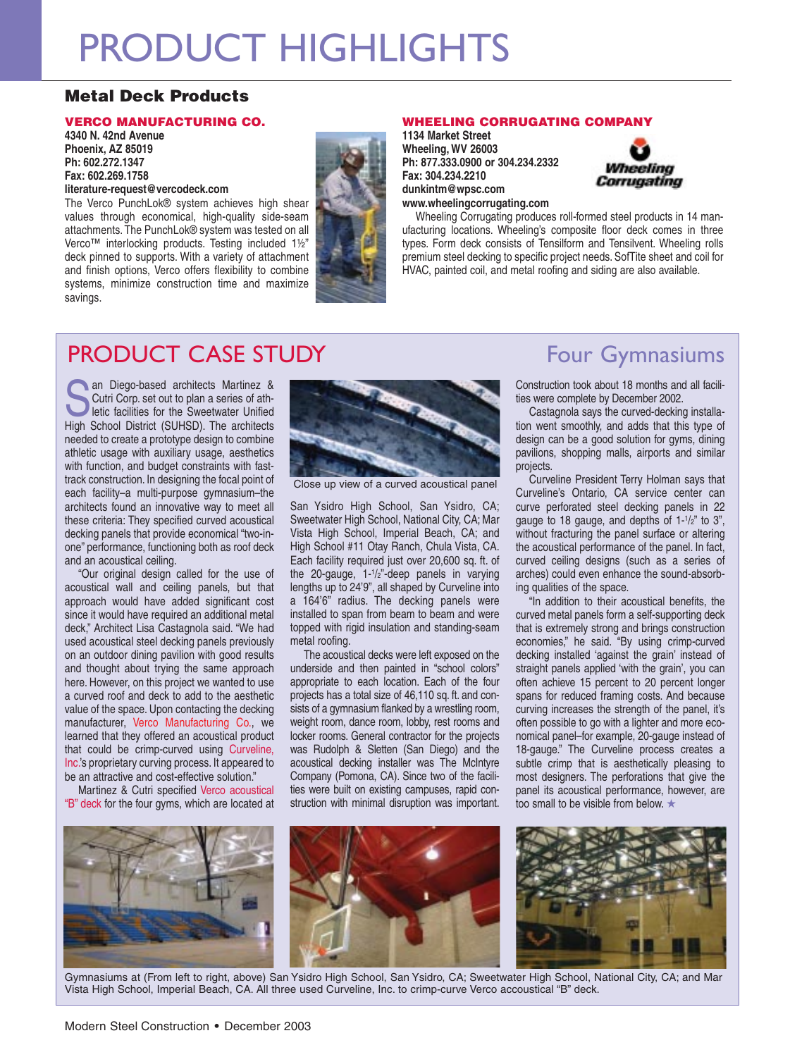# PRODUCT HIGHLIGHTS

## Metal Deck Products

### VERCO MANUFACTURING CO.

**4340 N. 42nd Avenue**
**Phoenix, AZ 85019**
**Ph: 602.272.1347**
**Fax: 602.269.1758**
**literature-request@vercodeck.com**

The Verco PunchLok® system achieves high shear values through economical, high-quality side-seam attachments. The PunchLok® system was tested on all Verco™ interlocking products. Testing included 1½" deck pinned to supports. With a variety of attachment and finish options, Verco offers flexibility to combine systems, minimize construction time and maximize savings.

### WHEELING CORRUGATING COMPANY

**1134 Market Street**
**Wheeling, WV 26003**
**Ph: 877.333.0900 or 304.234.2332**
**Fax: 304.234.2210**
**dunkintm@wpsc.com**
**www.wheelingcorrugating.com**

Wheeling Corrugating produces roll-formed steel products in 14 manufacturing locations. Wheeling's composite floor deck comes in three types. Form deck consists of Tensilform and Tensilvent. Wheeling rolls premium steel decking to specific project needs. SofTite sheet and coil for HVAC, painted coil, and metal roofing and siding are also available.

# PRODUCT CASE STUDY

## Four Gymnasiums

San Diego-based architects Martinez & Cutri Corp. set out to plan a series of athletic facilities for the Sweetwater Unified High School District (SUHSD). The architects needed to create a prototype design to combine athletic usage with auxiliary usage, aesthetics with function, and budget constraints with fast-track construction. In designing the focal point of each facility–a multi-purpose gymnasium–the architects found an innovative way to meet all these criteria: They specified curved acoustical decking panels that provide economical "two-in-one" performance, functioning both as roof deck and an acoustical ceiling.

"Our original design called for the use of acoustical wall and ceiling panels, but that approach would have added significant cost since it would have required an additional metal deck," Architect Lisa Castagnola said. "We had used acoustical steel decking panels previously on an outdoor dining pavilion with good results and thought about trying the same approach here. However, on this project we wanted to use a curved roof and deck to add to the aesthetic value of the space. Upon contacting the decking manufacturer, Verco Manufacturing Co., we learned that they offered an acoustical product that could be crimp-curved using Curveline, Inc.'s proprietary curving process. It appeared to be an attractive and cost-effective solution."

Martinez & Cutri specified Verco acoustical "B" deck for the four gyms, which are located at San Ysidro High School, San Ysidro, CA; Sweetwater High School, National City, CA; Mar Vista High School, Imperial Beach, CA; and High School #11 Otay Ranch, Chula Vista, CA. Each facility required just over 20,600 sq. ft. of the 20-gauge, 1-½"-deep panels in varying lengths up to 24'9", all shaped by Curveline into a 164'6" radius. The decking panels were installed to span from beam to beam and were topped with rigid insulation and standing-seam metal roofing.

Close up view of a curved acoustical panel

The acoustical decks were left exposed on the underside and then painted in "school colors" appropriate to each location. Each of the four projects has a total size of 46,110 sq. ft. and consists of a gymnasium flanked by a wrestling room, weight room, dance room, lobby, rest rooms and locker rooms. General contractor for the projects was Rudolph & Sletten (San Diego) and the acoustical decking installer was The McIntyre Company (Pomona, CA). Since two of the facilities were built on existing campuses, rapid construction with minimal disruption was important.

Construction took about 18 months and all facilities were complete by December 2002.

Castagnola says the curved-decking installation went smoothly, and adds that this type of design can be a good solution for gyms, dining pavilions, shopping malls, airports and similar projects.

Curveline President Terry Holman says that Curveline's Ontario, CA service center can curve perforated steel decking panels in 22 gauge to 18 gauge, and depths of 1-½" to 3", without fracturing the panel surface or altering the acoustical performance of the panel. In fact, curved ceiling designs (such as a series of arches) could even enhance the sound-absorbing qualities of the space.

"In addition to their acoustical benefits, the curved metal panels form a self-supporting deck that is extremely strong and brings construction economies," he said. "By using crimp-curved decking installed 'against the grain' instead of straight panels applied 'with the grain', you can often achieve 15 percent to 20 percent longer spans for reduced framing costs. And because curving increases the strength of the panel, it's often possible to go with a lighter and more economical panel–for example, 20-gauge instead of 18-gauge." The Curveline process creates a subtle crimp that is aesthetically pleasing to most designers. The perforations that give the panel its acoustical performance, however, are too small to be visible from below. ★

Gymnasiums at (From left to right, above) San Ysidro High School, San Ysidro, CA; Sweetwater High School, National City, CA; and Mar Vista High School, Imperial Beach, CA. All three used Curveline, Inc. to crimp-curve Verco accoustical "B" deck.